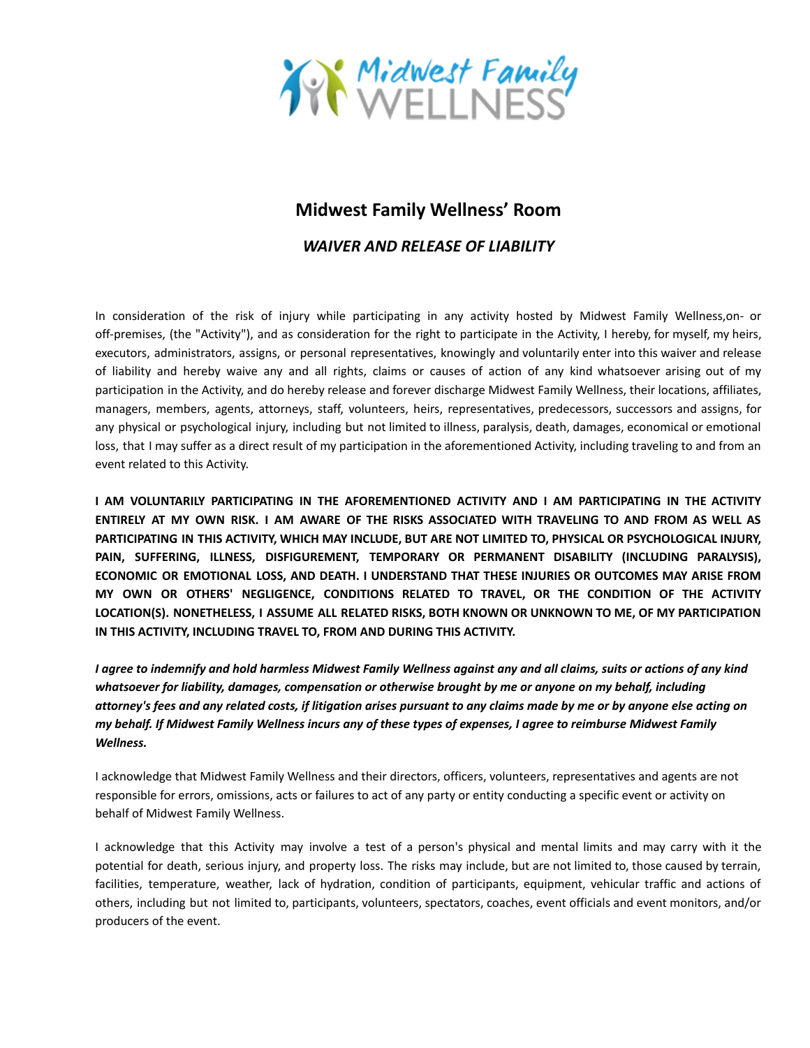# Midwest Family Wellness' Room

## *WAIVER AND RELEASE OF LIABILITY*

In consideration of the risk of injury while participating in any activity hosted by Midwest Family Wellness,on- or off-premises, (the "Activity"), and as consideration for the right to participate in the Activity, I hereby, for myself, my heirs, executors, administrators, assigns, or personal representatives, knowingly and voluntarily enter into this waiver and release of liability and hereby waive any and all rights, claims or causes of action of any kind whatsoever arising out of my participation in the Activity, and do hereby release and forever discharge Midwest Family Wellness, their locations, affiliates, managers, members, agents, attorneys, staff, volunteers, heirs, representatives, predecessors, successors and assigns, for any physical or psychological injury, including but not limited to illness, paralysis, death, damages, economical or emotional loss, that I may suffer as a direct result of my participation in the aforementioned Activity, including traveling to and from an event related to this Activity.

**I AM VOLUNTARILY PARTICIPATING IN THE AFOREMENTIONED ACTIVITY AND I AM PARTICIPATING IN THE ACTIVITY ENTIRELY AT MY OWN RISK. I AM AWARE OF THE RISKS ASSOCIATED WITH TRAVELING TO AND FROM AS WELL AS PARTICIPATING IN THIS ACTIVITY, WHICH MAY INCLUDE, BUT ARE NOT LIMITED TO, PHYSICAL OR PSYCHOLOGICAL INJURY, PAIN, SUFFERING, ILLNESS, DISFIGUREMENT, TEMPORARY OR PERMANENT DISABILITY (INCLUDING PARALYSIS), ECONOMIC OR EMOTIONAL LOSS, AND DEATH. I UNDERSTAND THAT THESE INJURIES OR OUTCOMES MAY ARISE FROM MY OWN OR OTHERS' NEGLIGENCE, CONDITIONS RELATED TO TRAVEL, OR THE CONDITION OF THE ACTIVITY LOCATION(S). NONETHELESS, I ASSUME ALL RELATED RISKS, BOTH KNOWN OR UNKNOWN TO ME, OF MY PARTICIPATION IN THIS ACTIVITY, INCLUDING TRAVEL TO, FROM AND DURING THIS ACTIVITY.**

***I agree to indemnify and hold harmless Midwest Family Wellness against any and all claims, suits or actions of any kind whatsoever for liability, damages, compensation or otherwise brought by me or anyone on my behalf, including attorney's fees and any related costs, if litigation arises pursuant to any claims made by me or by anyone else acting on my behalf. If Midwest Family Wellness incurs any of these types of expenses, I agree to reimburse Midwest Family Wellness.***

I acknowledge that Midwest Family Wellness and their directors, officers, volunteers, representatives and agents are not responsible for errors, omissions, acts or failures to act of any party or entity conducting a specific event or activity on behalf of Midwest Family Wellness.

I acknowledge that this Activity may involve a test of a person's physical and mental limits and may carry with it the potential for death, serious injury, and property loss. The risks may include, but are not limited to, those caused by terrain, facilities, temperature, weather, lack of hydration, condition of participants, equipment, vehicular traffic and actions of others, including but not limited to, participants, volunteers, spectators, coaches, event officials and event monitors, and/or producers of the event.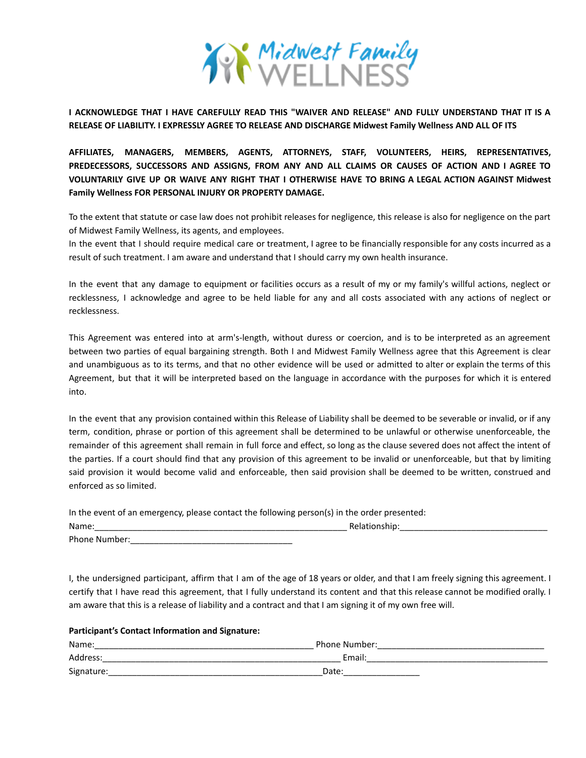Midwest Family WELLNESS

**I ACKNOWLEDGE THAT I HAVE CAREFULLY READ THIS "WAIVER AND RELEASE" AND FULLY UNDERSTAND THAT IT IS A RELEASE OF LIABILITY. I EXPRESSLY AGREE TO RELEASE AND DISCHARGE Midwest Family Wellness AND ALL OF ITS**

**AFFILIATES, MANAGERS, MEMBERS, AGENTS, ATTORNEYS, STAFF, VOLUNTEERS, HEIRS, REPRESENTATIVES, PREDECESSORS, SUCCESSORS AND ASSIGNS, FROM ANY AND ALL CLAIMS OR CAUSES OF ACTION AND I AGREE TO VOLUNTARILY GIVE UP OR WAIVE ANY RIGHT THAT I OTHERWISE HAVE TO BRING A LEGAL ACTION AGAINST Midwest Family Wellness FOR PERSONAL INJURY OR PROPERTY DAMAGE.**

To the extent that statute or case law does not prohibit releases for negligence, this release is also for negligence on the part of Midwest Family Wellness, its agents, and employees.
In the event that I should require medical care or treatment, I agree to be financially responsible for any costs incurred as a result of such treatment. I am aware and understand that I should carry my own health insurance.

In the event that any damage to equipment or facilities occurs as a result of my or my family's willful actions, neglect or recklessness, I acknowledge and agree to be held liable for any and all costs associated with any actions of neglect or recklessness.

This Agreement was entered into at arm's-length, without duress or coercion, and is to be interpreted as an agreement between two parties of equal bargaining strength. Both I and Midwest Family Wellness agree that this Agreement is clear and unambiguous as to its terms, and that no other evidence will be used or admitted to alter or explain the terms of this Agreement, but that it will be interpreted based on the language in accordance with the purposes for which it is entered into.

In the event that any provision contained within this Release of Liability shall be deemed to be severable or invalid, or if any term, condition, phrase or portion of this agreement shall be determined to be unlawful or otherwise unenforceable, the remainder of this agreement shall remain in full force and effect, so long as the clause severed does not affect the intent of the parties. If a court should find that any provision of this agreement to be invalid or unenforceable, but that by limiting said provision it would become valid and enforceable, then said provision shall be deemed to be written, construed and enforced as so limited.

In the event of an emergency, please contact the following person(s) in the order presented:
Name:_____________________________________________________ Relationship:________________________________
Phone Number:___________________________________

I, the undersigned participant, affirm that I am of the age of 18 years or older, and that I am freely signing this agreement. I certify that I have read this agreement, that I fully understand its content and that this release cannot be modified orally. I am aware that this is a release of liability and a contract and that I am signing it of my own free will.

**Participant's Contact Information and Signature:**
Name:_______________________________________________ Phone Number:____________________________________
Address:___________________________________________________ Email:_______________________________________
Signature:______________________________________________Date:________________